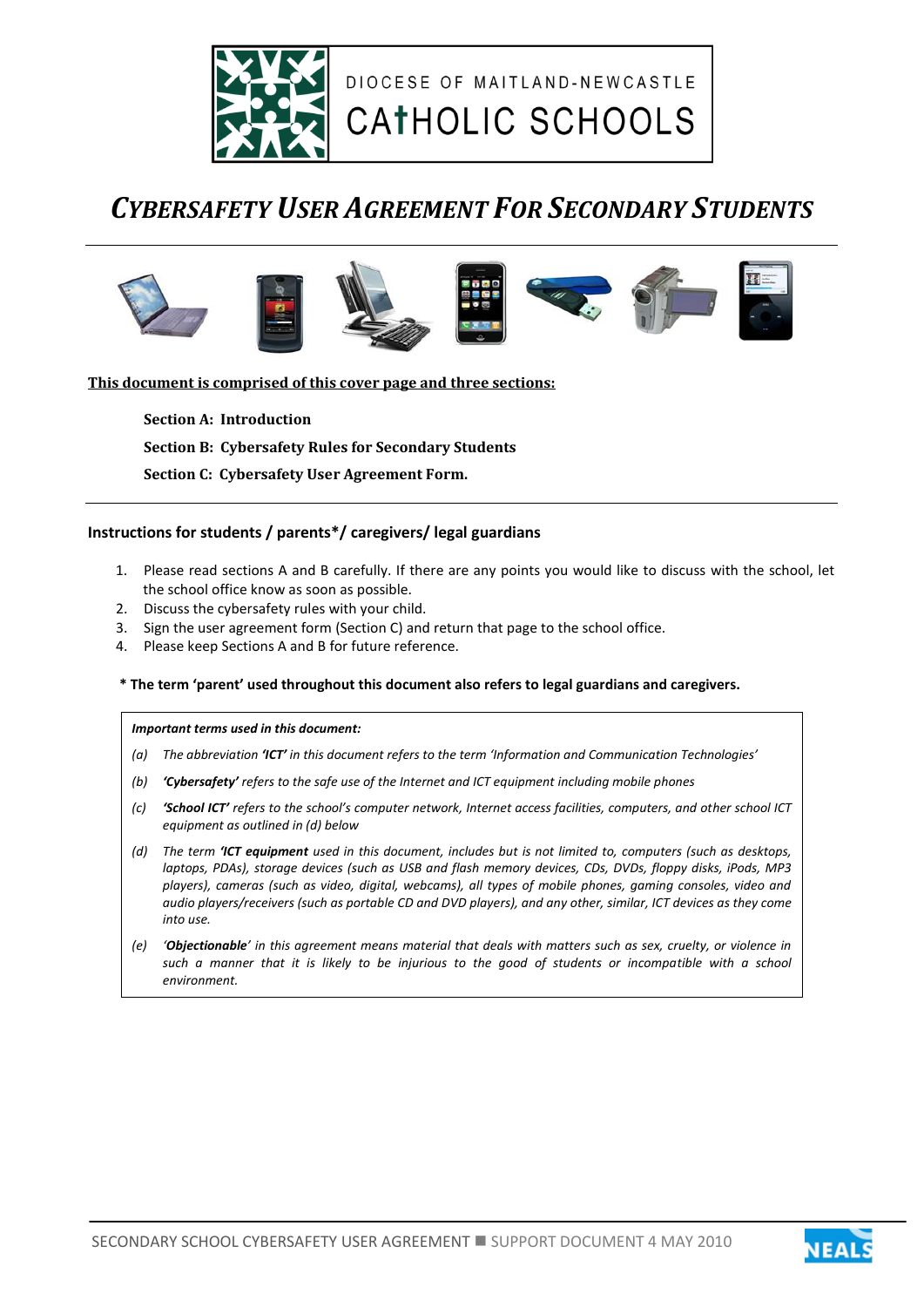DIOCESE OF MAITLAND-NEWCASTLE

CATHOLIC SCHOOLS

# *CYBERSAFETY USER AGREEMENT FOR SECONDARY STUDENTS*

**This document is comprised of this cover page and three sections:**

**Section A: Introduction**

**Section B: Cybersafety Rules for Secondary Students**

**Section C: Cybersafety User Agreement Form.**

## Instructions for students / parents*/ caregivers/ legal guardians

1. Please read sections A and B carefully. If there are any points you would like to discuss with the school, let the school office know as soon as possible.
2. Discuss the cybersafety rules with your child.
3. Sign the user agreement form (Section C) and return that page to the school office.
4. Please keep Sections A and B for future reference.

**\* The term 'parent' used throughout this document also refers to legal guardians and caregivers.**

***Important terms used in this document:***

*(a) The abbreviation **'ICT'** in this document refers to the term 'Information and Communication Technologies'*

*(b) **'Cybersafety'** refers to the safe use of the Internet and ICT equipment including mobile phones*

*(c) **'School ICT'** refers to the school's computer network, Internet access facilities, computers, and other school ICT equipment as outlined in (d) below*

*(d) The term **'ICT equipment'** used in this document, includes but is not limited to, computers (such as desktops, laptops, PDAs), storage devices (such as USB and flash memory devices, CDs, DVDs, floppy disks, iPods, MP3 players), cameras (such as video, digital, webcams), all types of mobile phones, gaming consoles, video and audio players/receivers (such as portable CD and DVD players), and any other, similar, ICT devices as they come into use.*

*(e) '**Objectionable**' in this agreement means material that deals with matters such as sex, cruelty, or violence in such a manner that it is likely to be injurious to the good of students or incompatible with a school environment.*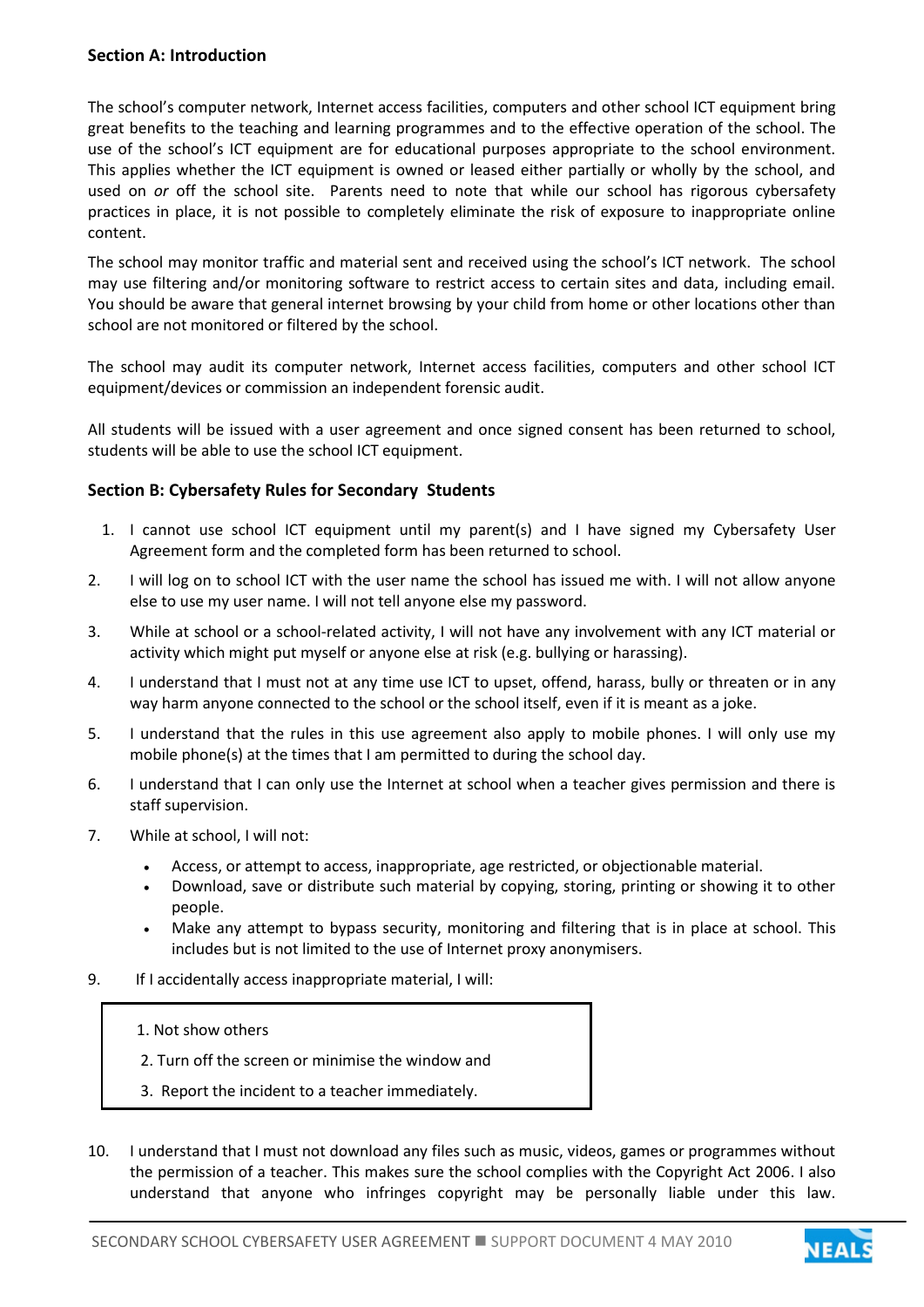**Section A: Introduction**

The school's computer network, Internet access facilities, computers and other school ICT equipment bring great benefits to the teaching and learning programmes and to the effective operation of the school. The use of the school's ICT equipment are for educational purposes appropriate to the school environment. This applies whether the ICT equipment is owned or leased either partially or wholly by the school, and used on *or* off the school site. Parents need to note that while our school has rigorous cybersafety practices in place, it is not possible to completely eliminate the risk of exposure to inappropriate online content.

The school may monitor traffic and material sent and received using the school's ICT network. The school may use filtering and/or monitoring software to restrict access to certain sites and data, including email. You should be aware that general internet browsing by your child from home or other locations other than school are not monitored or filtered by the school.

The school may audit its computer network, Internet access facilities, computers and other school ICT equipment/devices or commission an independent forensic audit.

All students will be issued with a user agreement and once signed consent has been returned to school, students will be able to use the school ICT equipment.

**Section B: Cybersafety Rules for Secondary Students**

1. I cannot use school ICT equipment until my parent(s) and I have signed my Cybersafety User Agreement form and the completed form has been returned to school.

2. I will log on to school ICT with the user name the school has issued me with. I will not allow anyone else to use my user name. I will not tell anyone else my password.

3. While at school or a school-related activity, I will not have any involvement with any ICT material or activity which might put myself or anyone else at risk (e.g. bullying or harassing).

4. I understand that I must not at any time use ICT to upset, offend, harass, bully or threaten or in any way harm anyone connected to the school or the school itself, even if it is meant as a joke.

5. I understand that the rules in this use agreement also apply to mobile phones. I will only use my mobile phone(s) at the times that I am permitted to during the school day.

6. I understand that I can only use the Internet at school when a teacher gives permission and there is staff supervision.

7. While at school, I will not:
   - Access, or attempt to access, inappropriate, age restricted, or objectionable material.
   - Download, save or distribute such material by copying, storing, printing or showing it to other people.
   - Make any attempt to bypass security, monitoring and filtering that is in place at school. This includes but is not limited to the use of Internet proxy anonymisers.

9. If I accidentally access inappropriate material, I will:

   1. Not show others
   2. Turn off the screen or minimise the window and
   3. Report the incident to a teacher immediately.

10. I understand that I must not download any files such as music, videos, games or programmes without the permission of a teacher. This makes sure the school complies with the Copyright Act 2006. I also understand that anyone who infringes copyright may be personally liable under this law.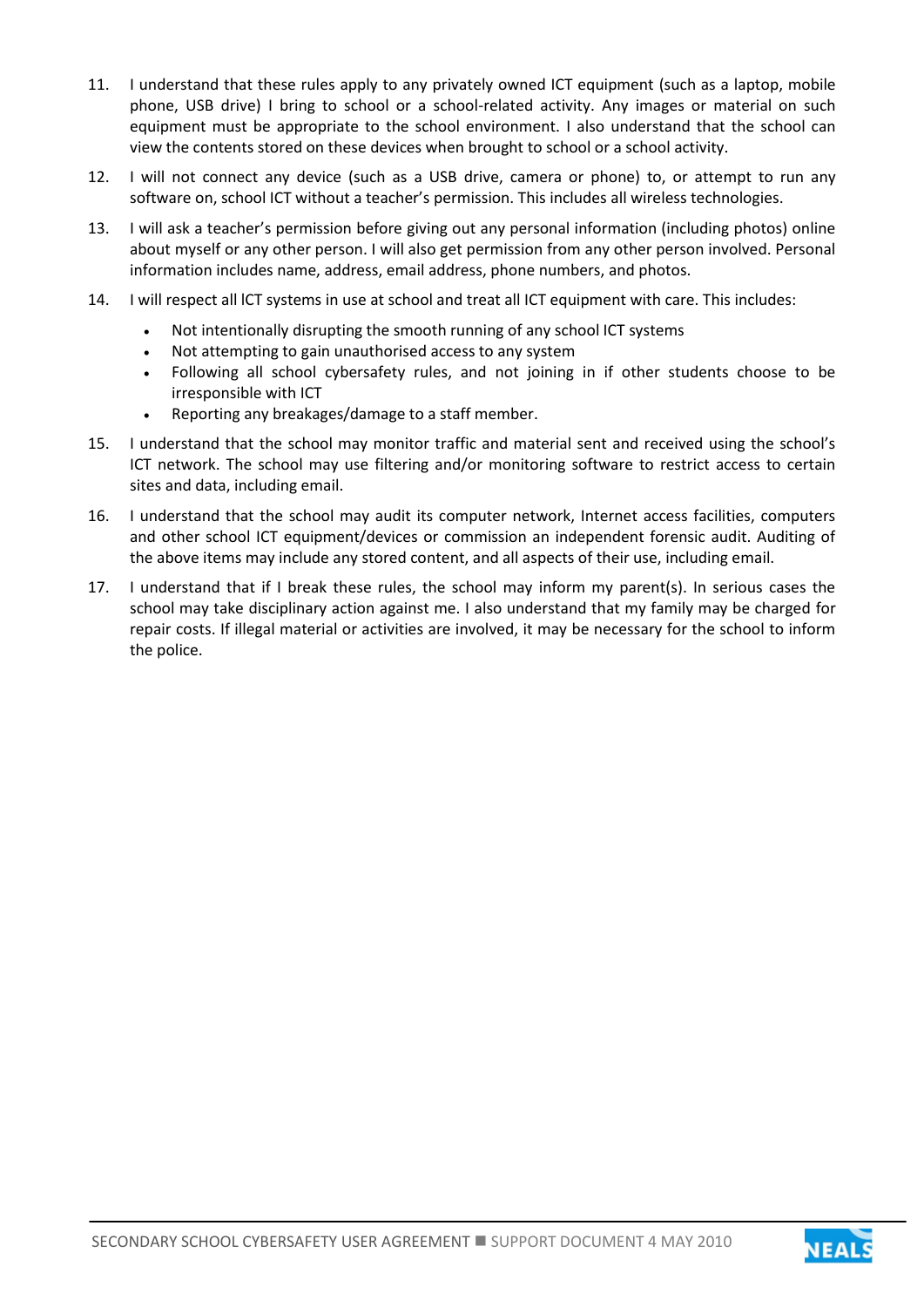11. I understand that these rules apply to any privately owned ICT equipment (such as a laptop, mobile phone, USB drive) I bring to school or a school-related activity. Any images or material on such equipment must be appropriate to the school environment. I also understand that the school can view the contents stored on these devices when brought to school or a school activity.
12. I will not connect any device (such as a USB drive, camera or phone) to, or attempt to run any software on, school ICT without a teacher's permission. This includes all wireless technologies.
13. I will ask a teacher's permission before giving out any personal information (including photos) online about myself or any other person. I will also get permission from any other person involved. Personal information includes name, address, email address, phone numbers, and photos.
14. I will respect all ICT systems in use at school and treat all ICT equipment with care. This includes:
    - Not intentionally disrupting the smooth running of any school ICT systems
    - Not attempting to gain unauthorised access to any system
    - Following all school cybersafety rules, and not joining in if other students choose to be irresponsible with ICT
    - Reporting any breakages/damage to a staff member.
15. I understand that the school may monitor traffic and material sent and received using the school's ICT network. The school may use filtering and/or monitoring software to restrict access to certain sites and data, including email.
16. I understand that the school may audit its computer network, Internet access facilities, computers and other school ICT equipment/devices or commission an independent forensic audit. Auditing of the above items may include any stored content, and all aspects of their use, including email.
17. I understand that if I break these rules, the school may inform my parent(s). In serious cases the school may take disciplinary action against me. I also understand that my family may be charged for repair costs. If illegal material or activities are involved, it may be necessary for the school to inform the police.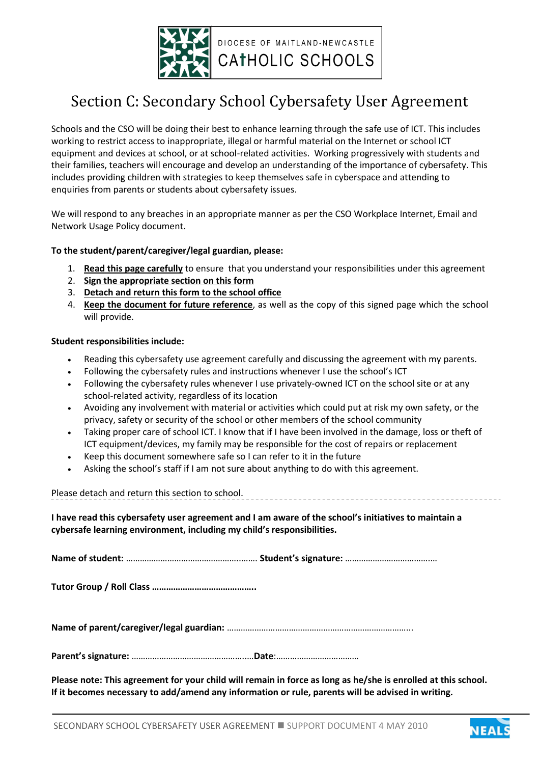DIOCESE OF MAITLAND-NEWCASTLE
CATHOLIC SCHOOLS

# Section C: Secondary School Cybersafety User Agreement

Schools and the CSO will be doing their best to enhance learning through the safe use of ICT. This includes working to restrict access to inappropriate, illegal or harmful material on the Internet or school ICT equipment and devices at school, or at school-related activities. Working progressively with students and their families, teachers will encourage and develop an understanding of the importance of cybersafety. This includes providing children with strategies to keep themselves safe in cyberspace and attending to enquiries from parents or students about cybersafety issues.

We will respond to any breaches in an appropriate manner as per the CSO Workplace Internet, Email and Network Usage Policy document.

**To the student/parent/caregiver/legal guardian, please:**

1. **Read this page carefully** to ensure that you understand your responsibilities under this agreement
2. **Sign the appropriate section on this form**
3. **Detach and return this form to the school office**
4. **Keep the document for future reference**, as well as the copy of this signed page which the school will provide.

**Student responsibilities include:**

- Reading this cybersafety use agreement carefully and discussing the agreement with my parents.
- Following the cybersafety rules and instructions whenever I use the school's ICT
- Following the cybersafety rules whenever I use privately-owned ICT on the school site or at any school-related activity, regardless of its location
- Avoiding any involvement with material or activities which could put at risk my own safety, or the privacy, safety or security of the school or other members of the school community
- Taking proper care of school ICT. I know that if I have been involved in the damage, loss or theft of ICT equipment/devices, my family may be responsible for the cost of repairs or replacement
- Keep this document somewhere safe so I can refer to it in the future
- Asking the school's staff if I am not sure about anything to do with this agreement.

Please detach and return this section to school.

---

**I have read this cybersafety user agreement and I am aware of the school's initiatives to maintain a cybersafe learning environment, including my child's responsibilities.**

**Name of student:** ………………………………………………. **Student's signature:** ………………………………

**Tutor Group / Roll Class ……………………………………..**

**Name of parent/caregiver/legal guardian:** ………………………………………………………………………...

**Parent's signature:** ……………………………………………**Date**:………………………………

**Please note: This agreement for your child will remain in force as long as he/she is enrolled at this school. If it becomes necessary to add/amend any information or rule, parents will be advised in writing.**